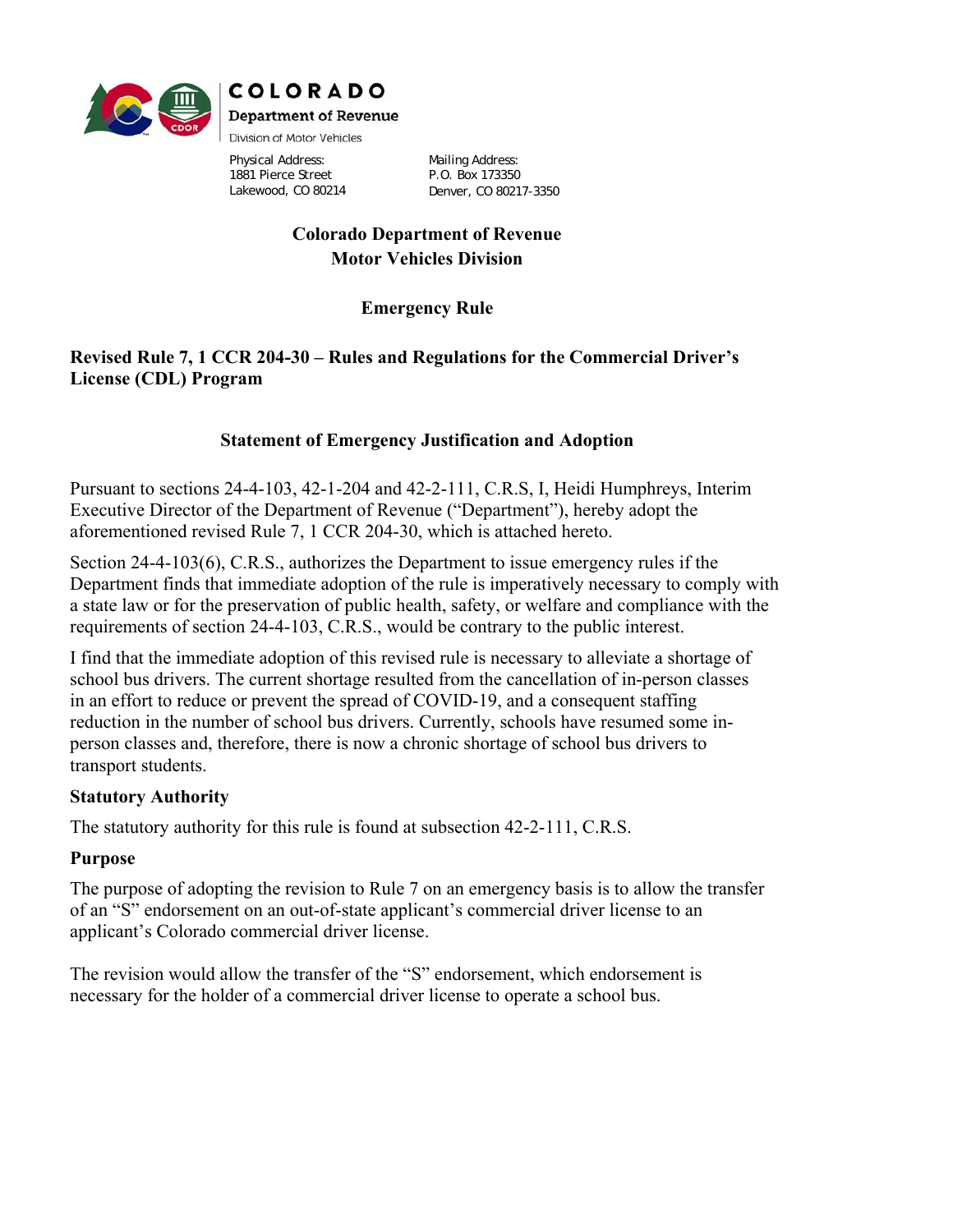**COLORADO**
**Department of Revenue**
Division of Motor Vehicles

Physical Address:
1881 Pierce Street
Lakewood, CO 80214

Mailing Address:
P.O. Box 173350
Denver, CO 80217-3350

# Colorado Department of Revenue
# Motor Vehicles Division

## Emergency Rule

## Revised Rule 7, 1 CCR 204-30 – Rules and Regulations for the Commercial Driver's License (CDL) Program

### Statement of Emergency Justification and Adoption

Pursuant to sections 24-4-103, 42-1-204 and 42-2-111, C.R.S, I, Heidi Humphreys, Interim Executive Director of the Department of Revenue ("Department"), hereby adopt the aforementioned revised Rule 7, 1 CCR 204-30, which is attached hereto.

Section 24-4-103(6), C.R.S., authorizes the Department to issue emergency rules if the Department finds that immediate adoption of the rule is imperatively necessary to comply with a state law or for the preservation of public health, safety, or welfare and compliance with the requirements of section 24-4-103, C.R.S., would be contrary to the public interest.

I find that the immediate adoption of this revised rule is necessary to alleviate a shortage of school bus drivers. The current shortage resulted from the cancellation of in-person classes in an effort to reduce or prevent the spread of COVID-19, and a consequent staffing reduction in the number of school bus drivers. Currently, schools have resumed some in-person classes and, therefore, there is now a chronic shortage of school bus drivers to transport students.

### Statutory Authority

The statutory authority for this rule is found at subsection 42-2-111, C.R.S.

### Purpose

The purpose of adopting the revision to Rule 7 on an emergency basis is to allow the transfer of an "S" endorsement on an out-of-state applicant's commercial driver license to an applicant's Colorado commercial driver license.

The revision would allow the transfer of the "S" endorsement, which endorsement is necessary for the holder of a commercial driver license to operate a school bus.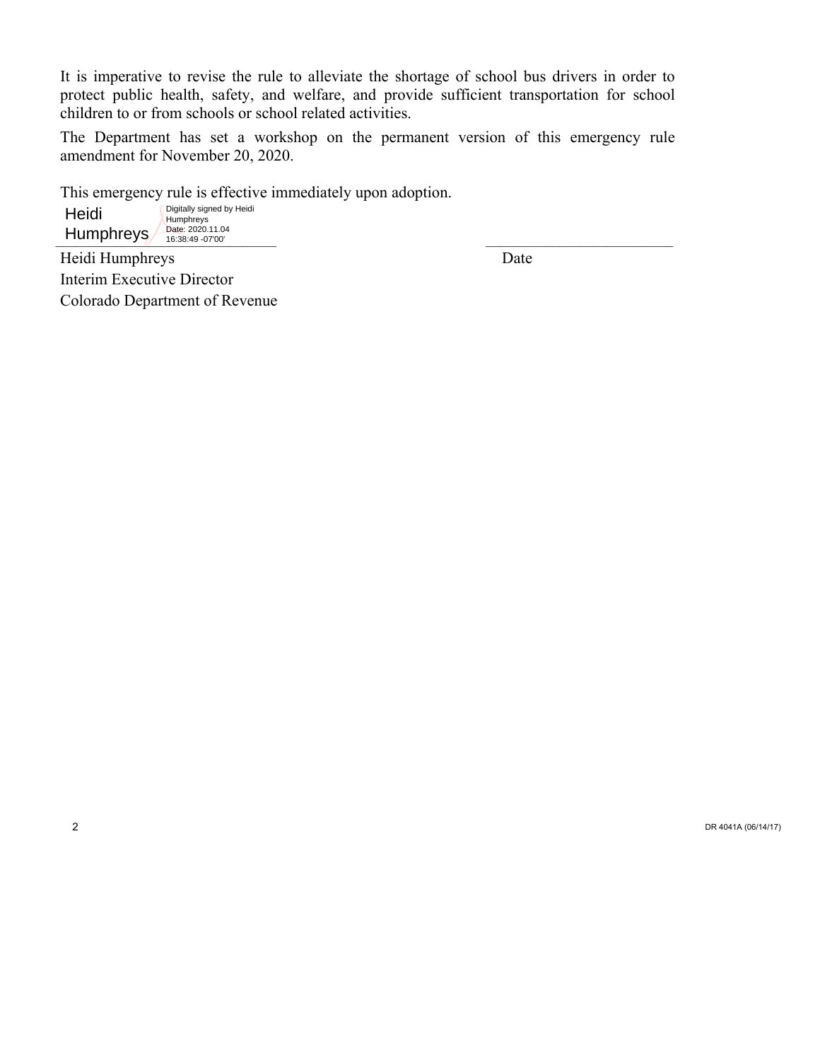It is imperative to revise the rule to alleviate the shortage of school bus drivers in order to protect public health, safety, and welfare, and provide sufficient transportation for school children to or from schools or school related activities.

The Department has set a workshop on the permanent version of this emergency rule amendment for November 20, 2020.

This emergency rule is effective immediately upon adoption.

Heidi Humphreys

Digitally signed by Heidi Humphreys
Date: 2020.11.04 16:38:49 -07'00'

Heidi Humphreys
Interim Executive Director
Colorado Department of Revenue

Date

DR 4041A (06/14/17)